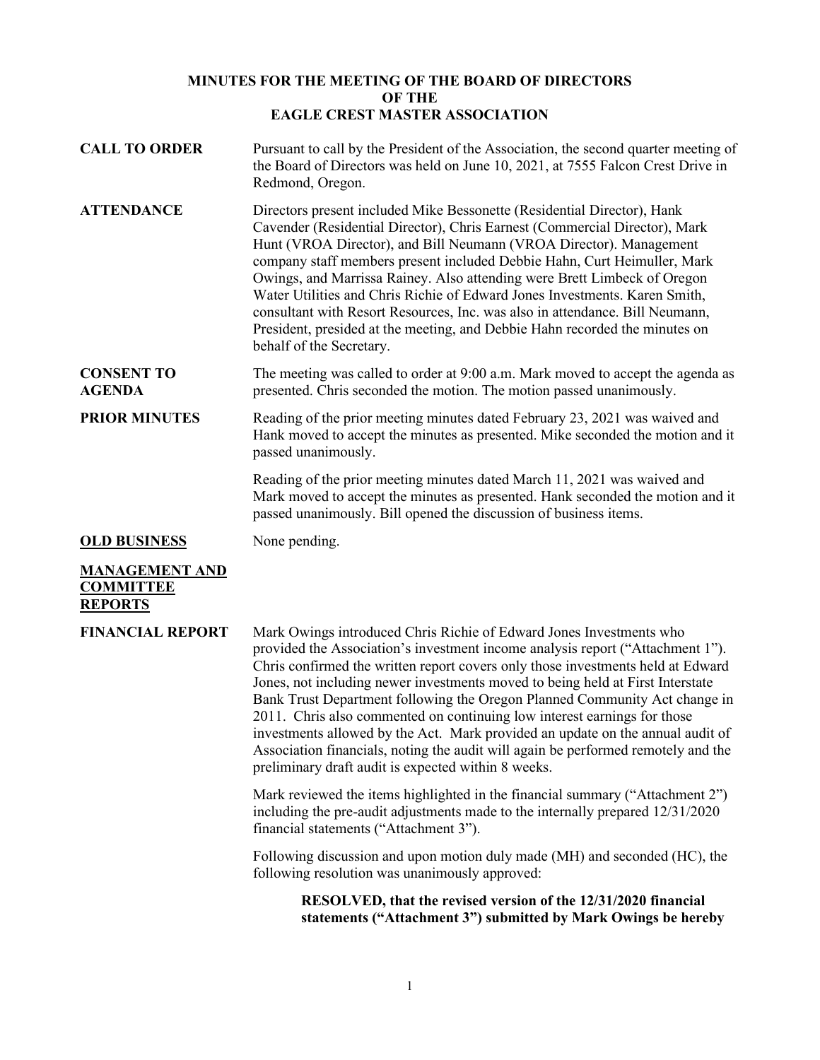# MINUTES FOR THE MEETING OF THE BOARD OF DIRECTORS OF THE EAGLE CREST MASTER ASSOCIATION

**CALL TO ORDER**

Pursuant to call by the President of the Association, the second quarter meeting of the Board of Directors was held on June 10, 2021, at 7555 Falcon Crest Drive in Redmond, Oregon.

**ATTENDANCE**

Directors present included Mike Bessonette (Residential Director), Hank Cavender (Residential Director), Chris Earnest (Commercial Director), Mark Hunt (VROA Director), and Bill Neumann (VROA Director). Management company staff members present included Debbie Hahn, Curt Heimuller, Mark Owings, and Marrissa Rainey. Also attending were Brett Limbeck of Oregon Water Utilities and Chris Richie of Edward Jones Investments. Karen Smith, consultant with Resort Resources, Inc. was also in attendance. Bill Neumann, President, presided at the meeting, and Debbie Hahn recorded the minutes on behalf of the Secretary.

**CONSENT TO AGENDA**

The meeting was called to order at 9:00 a.m. Mark moved to accept the agenda as presented. Chris seconded the motion. The motion passed unanimously.

**PRIOR MINUTES**

Reading of the prior meeting minutes dated February 23, 2021 was waived and Hank moved to accept the minutes as presented. Mike seconded the motion and it passed unanimously.

Reading of the prior meeting minutes dated March 11, 2021 was waived and Mark moved to accept the minutes as presented. Hank seconded the motion and it passed unanimously. Bill opened the discussion of business items.

**OLD BUSINESS**

None pending.

**MANAGEMENT AND COMMITTEE REPORTS**

**FINANCIAL REPORT**

Mark Owings introduced Chris Richie of Edward Jones Investments who provided the Association's investment income analysis report ("Attachment 1"). Chris confirmed the written report covers only those investments held at Edward Jones, not including newer investments moved to being held at First Interstate Bank Trust Department following the Oregon Planned Community Act change in 2011. Chris also commented on continuing low interest earnings for those investments allowed by the Act. Mark provided an update on the annual audit of Association financials, noting the audit will again be performed remotely and the preliminary draft audit is expected within 8 weeks.

Mark reviewed the items highlighted in the financial summary ("Attachment 2") including the pre-audit adjustments made to the internally prepared 12/31/2020 financial statements ("Attachment 3").

Following discussion and upon motion duly made (MH) and seconded (HC), the following resolution was unanimously approved:

> **RESOLVED, that the revised version of the 12/31/2020 financial statements ("Attachment 3") submitted by Mark Owings be hereby**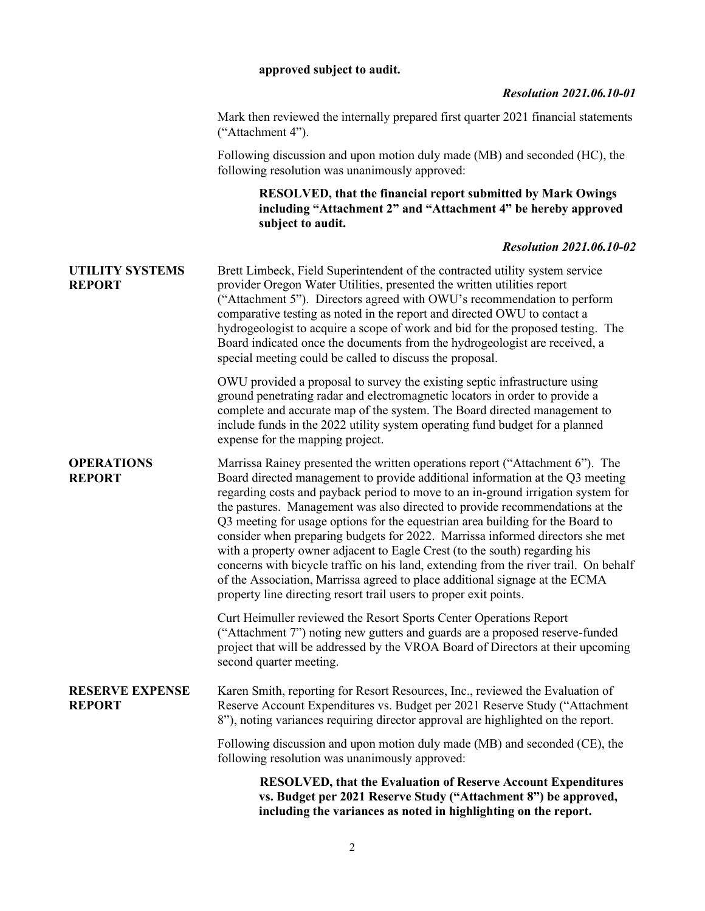**approved subject to audit.**

***Resolution 2021.06.10-01***

Mark then reviewed the internally prepared first quarter 2021 financial statements ("Attachment 4").

Following discussion and upon motion duly made (MB) and seconded (HC), the following resolution was unanimously approved:

> **RESOLVED, that the financial report submitted by Mark Owings including "Attachment 2" and "Attachment 4" be hereby approved subject to audit.**

***Resolution 2021.06.10-02***

**UTILITY SYSTEMS REPORT**

Brett Limbeck, Field Superintendent of the contracted utility system service provider Oregon Water Utilities, presented the written utilities report ("Attachment 5"). Directors agreed with OWU's recommendation to perform comparative testing as noted in the report and directed OWU to contact a hydrogeologist to acquire a scope of work and bid for the proposed testing. The Board indicated once the documents from the hydrogeologist are received, a special meeting could be called to discuss the proposal.

OWU provided a proposal to survey the existing septic infrastructure using ground penetrating radar and electromagnetic locators in order to provide a complete and accurate map of the system. The Board directed management to include funds in the 2022 utility system operating fund budget for a planned expense for the mapping project.

**OPERATIONS REPORT**

Marrissa Rainey presented the written operations report ("Attachment 6"). The Board directed management to provide additional information at the Q3 meeting regarding costs and payback period to move to an in-ground irrigation system for the pastures. Management was also directed to provide recommendations at the Q3 meeting for usage options for the equestrian area building for the Board to consider when preparing budgets for 2022. Marrissa informed directors she met with a property owner adjacent to Eagle Crest (to the south) regarding his concerns with bicycle traffic on his land, extending from the river trail. On behalf of the Association, Marrissa agreed to place additional signage at the ECMA property line directing resort trail users to proper exit points.

Curt Heimuller reviewed the Resort Sports Center Operations Report ("Attachment 7") noting new gutters and guards are a proposed reserve-funded project that will be addressed by the VROA Board of Directors at their upcoming second quarter meeting.

**RESERVE EXPENSE REPORT**

Karen Smith, reporting for Resort Resources, Inc., reviewed the Evaluation of Reserve Account Expenditures vs. Budget per 2021 Reserve Study ("Attachment 8"), noting variances requiring director approval are highlighted on the report.

Following discussion and upon motion duly made (MB) and seconded (CE), the following resolution was unanimously approved:

> **RESOLVED, that the Evaluation of Reserve Account Expenditures vs. Budget per 2021 Reserve Study ("Attachment 8") be approved, including the variances as noted in highlighting on the report.**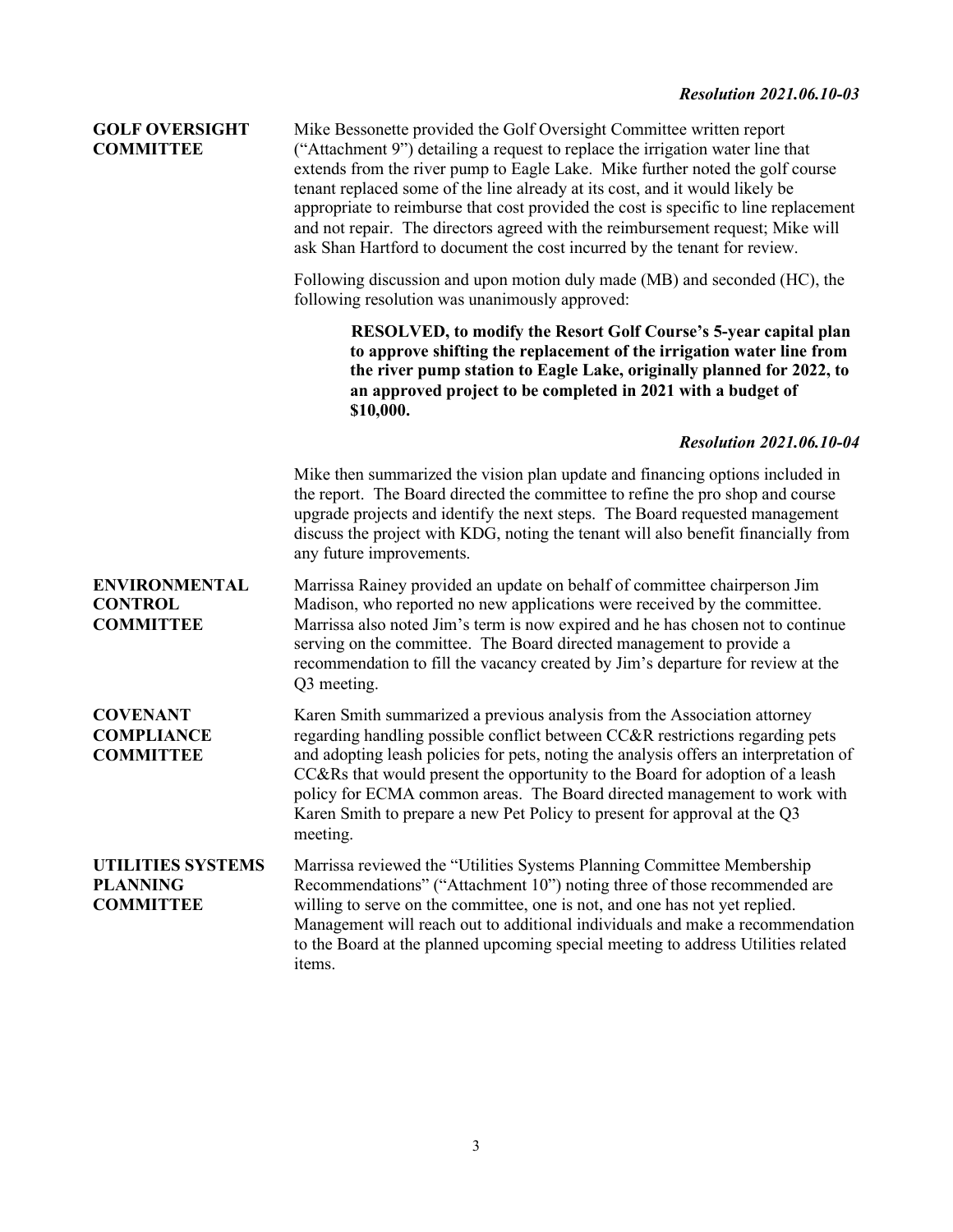***Resolution 2021.06.10-03***

**GOLF OVERSIGHT COMMITTEE**

Mike Bessonette provided the Golf Oversight Committee written report ("Attachment 9") detailing a request to replace the irrigation water line that extends from the river pump to Eagle Lake. Mike further noted the golf course tenant replaced some of the line already at its cost, and it would likely be appropriate to reimburse that cost provided the cost is specific to line replacement and not repair. The directors agreed with the reimbursement request; Mike will ask Shan Hartford to document the cost incurred by the tenant for review.

Following discussion and upon motion duly made (MB) and seconded (HC), the following resolution was unanimously approved:

> **RESOLVED, to modify the Resort Golf Course's 5-year capital plan to approve shifting the replacement of the irrigation water line from the river pump station to Eagle Lake, originally planned for 2022, to an approved project to be completed in 2021 with a budget of $10,000.**

***Resolution 2021.06.10-04***

Mike then summarized the vision plan update and financing options included in the report. The Board directed the committee to refine the pro shop and course upgrade projects and identify the next steps. The Board requested management discuss the project with KDG, noting the tenant will also benefit financially from any future improvements.

**ENVIRONMENTAL CONTROL COMMITTEE**

Marrissa Rainey provided an update on behalf of committee chairperson Jim Madison, who reported no new applications were received by the committee. Marrissa also noted Jim's term is now expired and he has chosen not to continue serving on the committee. The Board directed management to provide a recommendation to fill the vacancy created by Jim's departure for review at the Q3 meeting.

**COVENANT COMPLIANCE COMMITTEE**

Karen Smith summarized a previous analysis from the Association attorney regarding handling possible conflict between CC&R restrictions regarding pets and adopting leash policies for pets, noting the analysis offers an interpretation of CC&Rs that would present the opportunity to the Board for adoption of a leash policy for ECMA common areas. The Board directed management to work with Karen Smith to prepare a new Pet Policy to present for approval at the Q3 meeting.

**UTILITIES SYSTEMS PLANNING COMMITTEE**

Marrissa reviewed the "Utilities Systems Planning Committee Membership Recommendations" ("Attachment 10") noting three of those recommended are willing to serve on the committee, one is not, and one has not yet replied. Management will reach out to additional individuals and make a recommendation to the Board at the planned upcoming special meeting to address Utilities related items.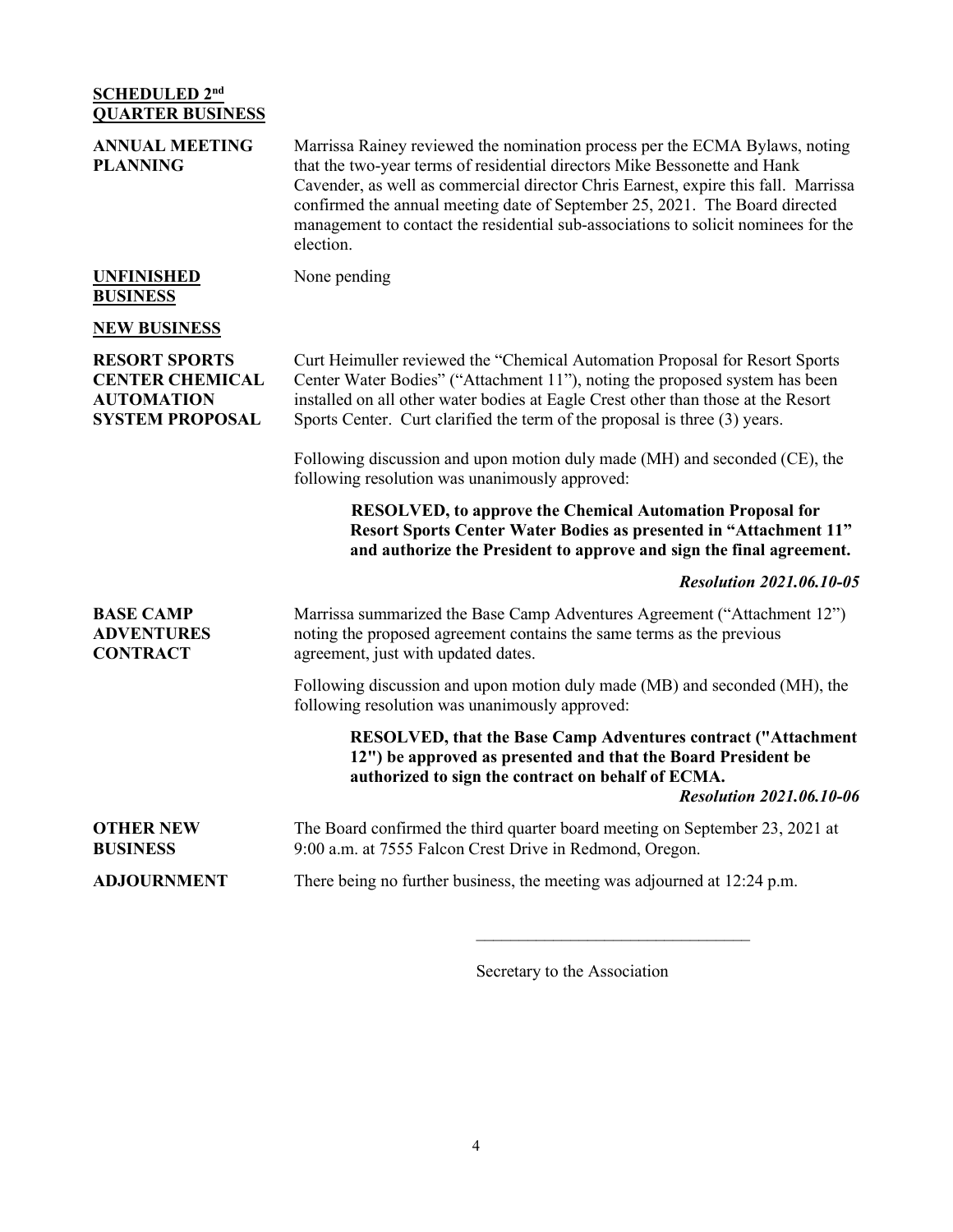**SCHEDULED 2nd QUARTER BUSINESS**

**ANNUAL MEETING PLANNING**

Marrissa Rainey reviewed the nomination process per the ECMA Bylaws, noting that the two-year terms of residential directors Mike Bessonette and Hank Cavender, as well as commercial director Chris Earnest, expire this fall. Marrissa confirmed the annual meeting date of September 25, 2021. The Board directed management to contact the residential sub-associations to solicit nominees for the election.

**UNFINISHED BUSINESS**

None pending

**NEW BUSINESS**

**RESORT SPORTS CENTER CHEMICAL AUTOMATION SYSTEM PROPOSAL**

Curt Heimuller reviewed the "Chemical Automation Proposal for Resort Sports Center Water Bodies" ("Attachment 11"), noting the proposed system has been installed on all other water bodies at Eagle Crest other than those at the Resort Sports Center. Curt clarified the term of the proposal is three (3) years.

Following discussion and upon motion duly made (MH) and seconded (CE), the following resolution was unanimously approved:

> **RESOLVED, to approve the Chemical Automation Proposal for Resort Sports Center Water Bodies as presented in "Attachment 11" and authorize the President to approve and sign the final agreement.**

***Resolution 2021.06.10-05***

**BASE CAMP ADVENTURES CONTRACT**

Marrissa summarized the Base Camp Adventures Agreement ("Attachment 12") noting the proposed agreement contains the same terms as the previous agreement, just with updated dates.

Following discussion and upon motion duly made (MB) and seconded (MH), the following resolution was unanimously approved:

> **RESOLVED, that the Base Camp Adventures contract ("Attachment 12") be approved as presented and that the Board President be authorized to sign the contract on behalf of ECMA.**

***Resolution 2021.06.10-06***

**OTHER NEW BUSINESS**

The Board confirmed the third quarter board meeting on September 23, 2021 at 9:00 a.m. at 7555 Falcon Crest Drive in Redmond, Oregon.

**ADJOURNMENT**

There being no further business, the meeting was adjourned at 12:24 p.m.

\_\_\_\_\_\_\_\_\_\_\_\_\_\_\_\_\_\_\_\_\_\_\_\_\_\_\_\_\_\_\_\_

Secretary to the Association